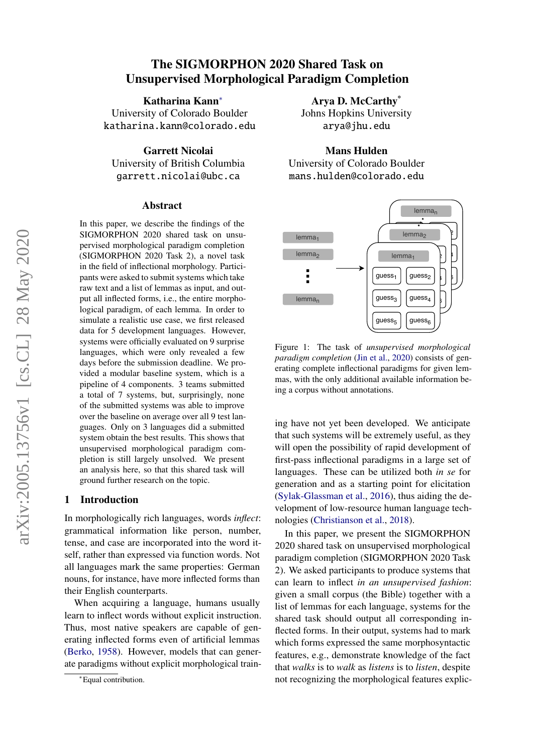# The SIGMORPHON 2020 Shared Task on Unsupervised Morphological Paradigm Completion

**Katharina Kann***
University of Colorado Boulder
katharina.kann@colorado.edu

**Arya D. McCarthy***
Johns Hopkins University
arya@jhu.edu

**Garrett Nicolai**
University of British Columbia
garrett.nicolai@ubc.ca

**Mans Hulden**
University of Colorado Boulder
mans.hulden@colorado.edu

## Abstract

In this paper, we describe the findings of the SIGMORPHON 2020 shared task on unsupervised morphological paradigm completion (SIGMORPHON 2020 Task 2), a novel task in the field of inflectional morphology. Participants were asked to submit systems which take raw text and a list of lemmas as input, and output all inflected forms, i.e., the entire morphological paradigm, of each lemma. In order to simulate a realistic use case, we first released data for 5 development languages. However, systems were officially evaluated on 9 surprise languages, which were only revealed a few days before the submission deadline. We provided a modular baseline system, which is a pipeline of 4 components. 3 teams submitted a total of 7 systems, but, surprisingly, none of the submitted systems was able to improve over the baseline on average over all 9 test languages. Only on 3 languages did a submitted system obtain the best results. This shows that unsupervised morphological paradigm completion is still largely unsolved. We present an analysis here, so that this shared task will ground further research on the topic.

## 1 Introduction

In morphologically rich languages, words *inflect*: grammatical information like person, number, tense, and case are incorporated into the word itself, rather than expressed via function words. Not all languages mark the same properties: German nouns, for instance, have more inflected forms than their English counterparts.

When acquiring a language, humans usually learn to inflect words without explicit instruction. Thus, most native speakers are capable of generating inflected forms even of artificial lemmas (Berko, 1958). However, models that can generate paradigms without explicit morphological training have not yet been developed. We anticipate that such systems will be extremely useful, as they will open the possibility of rapid development of first-pass inflectional paradigms in a large set of languages. These can be utilized both *in se* for generation and as a starting point for elicitation (Sylak-Glassman et al., 2016), thus aiding the development of low-resource human language technologies (Christianson et al., 2018).

lemma$_1$
lemma$_2$
⋮
lemma$_n$

lemma$_1$: guess$_1$, guess$_2$, guess$_3$, guess$_4$, guess$_5$, guess$_6$
lemma$_2$
lemma$_n$

Figure 1: The task of *unsupervised morphological paradigm completion* (Jin et al., 2020) consists of generating complete inflectional paradigms for given lemmas, with the only additional available information being a corpus without annotations.

In this paper, we present the SIGMORPHON 2020 shared task on unsupervised morphological paradigm completion (SIGMORPHON 2020 Task 2). We asked participants to produce systems that can learn to inflect *in an unsupervised fashion*: given a small corpus (the Bible) together with a list of lemmas for each language, systems for the shared task should output all corresponding inflected forms. In their output, systems had to mark which forms expressed the same morphosyntactic features, e.g., demonstrate knowledge of the fact that *walks* is to *walk* as *listens* is to *listen*, despite not recognizing the morphological features explic-

*Equal contribution.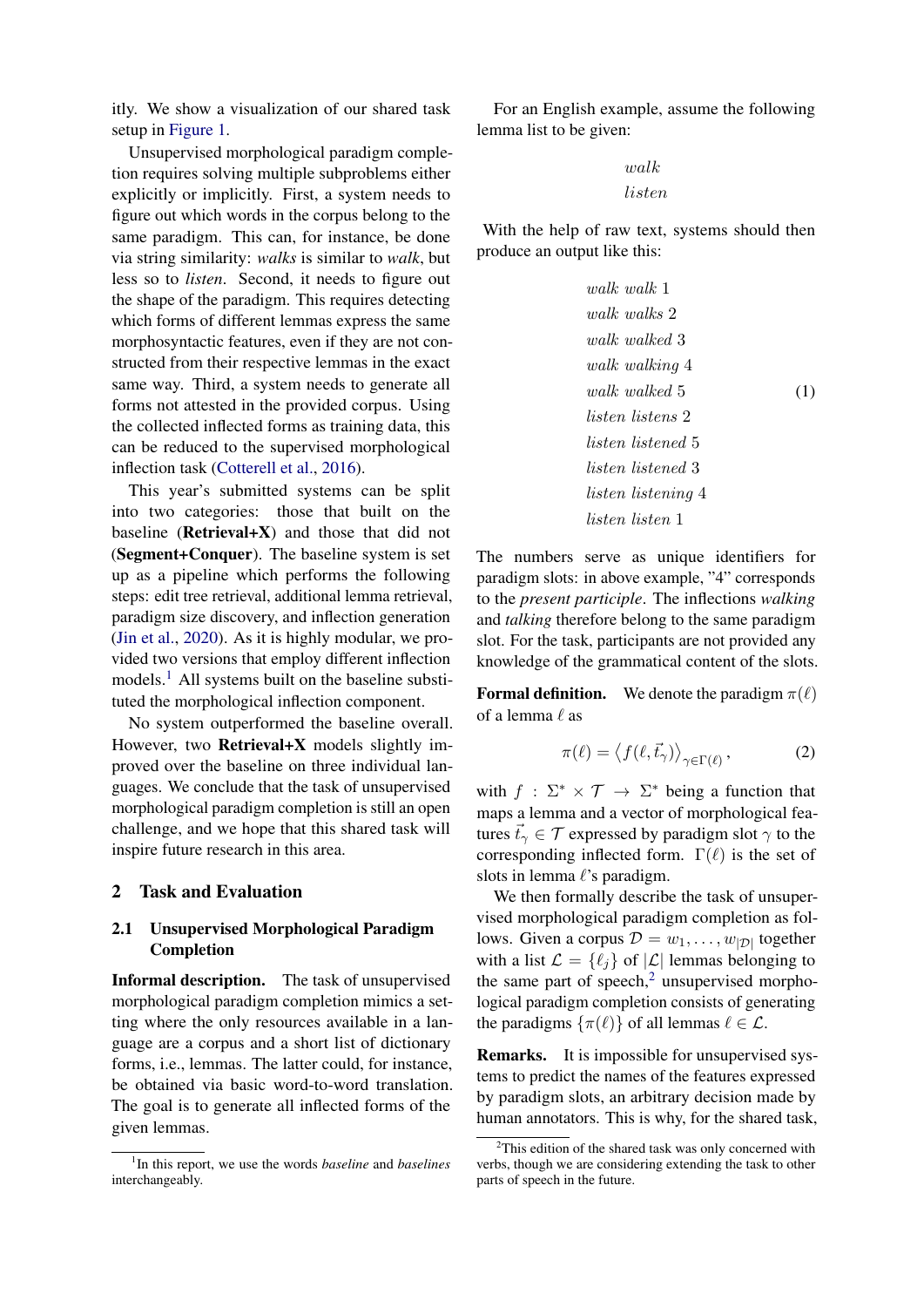itly. We show a visualization of our shared task setup in Figure 1.

Unsupervised morphological paradigm completion requires solving multiple subproblems either explicitly or implicitly. First, a system needs to figure out which words in the corpus belong to the same paradigm. This can, for instance, be done via string similarity: *walks* is similar to *walk*, but less so to *listen*. Second, it needs to figure out the shape of the paradigm. This requires detecting which forms of different lemmas express the same morphosyntactic features, even if they are not constructed from their respective lemmas in the exact same way. Third, a system needs to generate all forms not attested in the provided corpus. Using the collected inflected forms as training data, this can be reduced to the supervised morphological inflection task (Cotterell et al., 2016).

This year's submitted systems can be split into two categories: those that built on the baseline (**Retrieval+X**) and those that did not (**Segment+Conquer**). The baseline system is set up as a pipeline which performs the following steps: edit tree retrieval, additional lemma retrieval, paradigm size discovery, and inflection generation (Jin et al., 2020). As it is highly modular, we provided two versions that employ different inflection models.[1] All systems built on the baseline substituted the morphological inflection component.

No system outperformed the baseline overall. However, two **Retrieval+X** models slightly improved over the baseline on three individual languages. We conclude that the task of unsupervised morphological paradigm completion is still an open challenge, and we hope that this shared task will inspire future research in this area.

## 2 Task and Evaluation

### 2.1 Unsupervised Morphological Paradigm Completion

**Informal description.** The task of unsupervised morphological paradigm completion mimics a setting where the only resources available in a language are a corpus and a short list of dictionary forms, i.e., lemmas. The latter could, for instance, be obtained via basic word-to-word translation. The goal is to generate all inflected forms of the given lemmas.

For an English example, assume the following lemma list to be given:

$$\begin{array}{c} walk \\ listen \end{array}$$

With the help of raw text, systems should then produce an output like this:

$$\begin{array}{l} walk\ walk\ 1 \\ walk\ walks\ 2 \\ walk\ walked\ 3 \\ walk\ walking\ 4 \\ walk\ walked\ 5 \\ listen\ listens\ 2 \\ listen\ listened\ 5 \\ listen\ listened\ 3 \\ listen\ listening\ 4 \\ listen\ listen\ 1 \end{array} \tag{1}$$

The numbers serve as unique identifiers for paradigm slots: in above example, "4" corresponds to the *present participle*. The inflections *walking* and *talking* therefore belong to the same paradigm slot. For the task, participants are not provided any knowledge of the grammatical content of the slots.

**Formal definition.** We denote the paradigm $\pi(\ell)$ of a lemma $\ell$ as

$$\pi(\ell) = \left\langle f(\ell, \vec{t}_\gamma) \right\rangle_{\gamma \in \Gamma(\ell)}, \tag{2}$$

with $f : \Sigma^* \times \mathcal{T} \rightarrow \Sigma^*$ being a function that maps a lemma and a vector of morphological features $\vec{t}_\gamma \in \mathcal{T}$ expressed by paradigm slot $\gamma$ to the corresponding inflected form. $\Gamma(\ell)$ is the set of slots in lemma $\ell$'s paradigm.

We then formally describe the task of unsupervised morphological paradigm completion as follows. Given a corpus $\mathcal{D} = w_1, \ldots, w_{|\mathcal{D}|}$ together with a list $\mathcal{L} = \{\ell_j\}$ of $|\mathcal{L}|$ lemmas belonging to the same part of speech,[2] unsupervised morphological paradigm completion consists of generating the paradigms $\{\pi(\ell)\}$ of all lemmas $\ell \in \mathcal{L}$.

**Remarks.** It is impossible for unsupervised systems to predict the names of the features expressed by paradigm slots, an arbitrary decision made by human annotators. This is why, for the shared task,

[1] In this report, we use the words *baseline* and *baselines* interchangeably.

[2] This edition of the shared task was only concerned with verbs, though we are considering extending the task to other parts of speech in the future.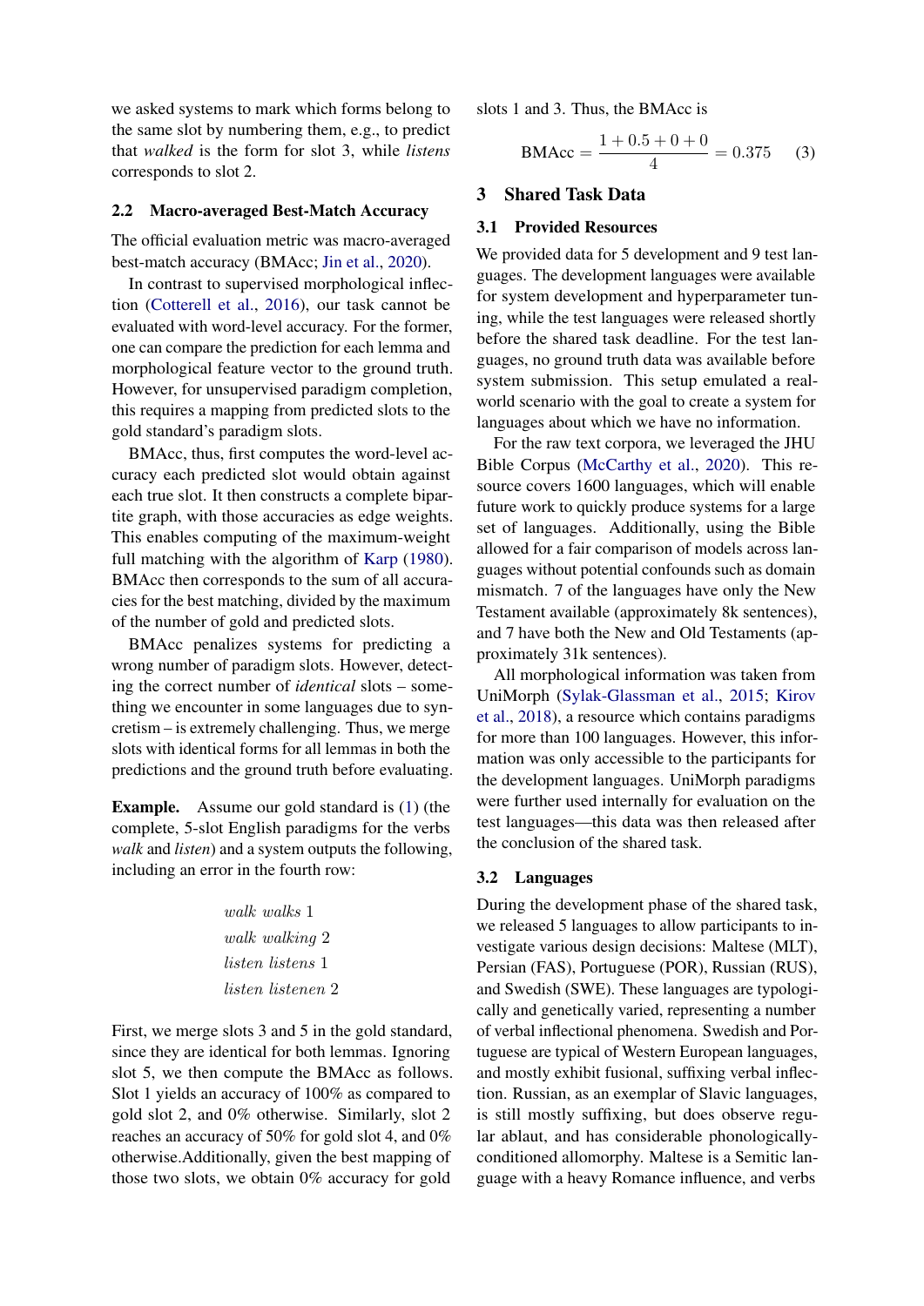we asked systems to mark which forms belong to the same slot by numbering them, e.g., to predict that *walked* is the form for slot 3, while *listens* corresponds to slot 2.

### 2.2 Macro-averaged Best-Match Accuracy

The official evaluation metric was macro-averaged best-match accuracy (BMAcc; Jin et al., 2020).

In contrast to supervised morphological inflection (Cotterell et al., 2016), our task cannot be evaluated with word-level accuracy. For the former, one can compare the prediction for each lemma and morphological feature vector to the ground truth. However, for unsupervised paradigm completion, this requires a mapping from predicted slots to the gold standard's paradigm slots.

BMAcc, thus, first computes the word-level accuracy each predicted slot would obtain against each true slot. It then constructs a complete bipartite graph, with those accuracies as edge weights. This enables computing of the maximum-weight full matching with the algorithm of Karp (1980). BMAcc then corresponds to the sum of all accuracies for the best matching, divided by the maximum of the number of gold and predicted slots.

BMAcc penalizes systems for predicting a wrong number of paradigm slots. However, detecting the correct number of *identical* slots – something we encounter in some languages due to syncretism – is extremely challenging. Thus, we merge slots with identical forms for all lemmas in both the predictions and the ground truth before evaluating.

**Example.** Assume our gold standard is (1) (the complete, 5-slot English paradigms for the verbs *walk* and *listen*) and a system outputs the following, including an error in the fourth row:

$$\begin{array}{l} walk \ walks \ 1 \\ walk \ walking \ 2 \\ listen \ listens \ 1 \\ listen \ listenen \ 2 \end{array}$$

First, we merge slots 3 and 5 in the gold standard, since they are identical for both lemmas. Ignoring slot 5, we then compute the BMAcc as follows. Slot 1 yields an accuracy of 100% as compared to gold slot 2, and 0% otherwise. Similarly, slot 2 reaches an accuracy of 50% for gold slot 4, and 0% otherwise.Additionally, given the best mapping of those two slots, we obtain 0% accuracy for gold slots 1 and 3. Thus, the BMAcc is

$$\text{BMAcc} = \frac{1 + 0.5 + 0 + 0}{4} = 0.375 \qquad (3)$$

## 3 Shared Task Data

### 3.1 Provided Resources

We provided data for 5 development and 9 test languages. The development languages were available for system development and hyperparameter tuning, while the test languages were released shortly before the shared task deadline. For the test languages, no ground truth data was available before system submission. This setup emulated a real-world scenario with the goal to create a system for languages about which we have no information.

For the raw text corpora, we leveraged the JHU Bible Corpus (McCarthy et al., 2020). This resource covers 1600 languages, which will enable future work to quickly produce systems for a large set of languages. Additionally, using the Bible allowed for a fair comparison of models across languages without potential confounds such as domain mismatch. 7 of the languages have only the New Testament available (approximately 8k sentences), and 7 have both the New and Old Testaments (approximately 31k sentences).

All morphological information was taken from UniMorph (Sylak-Glassman et al., 2015; Kirov et al., 2018), a resource which contains paradigms for more than 100 languages. However, this information was only accessible to the participants for the development languages. UniMorph paradigms were further used internally for evaluation on the test languages—this data was then released after the conclusion of the shared task.

### 3.2 Languages

During the development phase of the shared task, we released 5 languages to allow participants to investigate various design decisions: Maltese (MLT), Persian (FAS), Portuguese (POR), Russian (RUS), and Swedish (SWE). These languages are typologically and genetically varied, representing a number of verbal inflectional phenomena. Swedish and Portuguese are typical of Western European languages, and mostly exhibit fusional, suffixing verbal inflection. Russian, as an exemplar of Slavic languages, is still mostly suffixing, but does observe regular ablaut, and has considerable phonologically-conditioned allomorphy. Maltese is a Semitic language with a heavy Romance influence, and verbs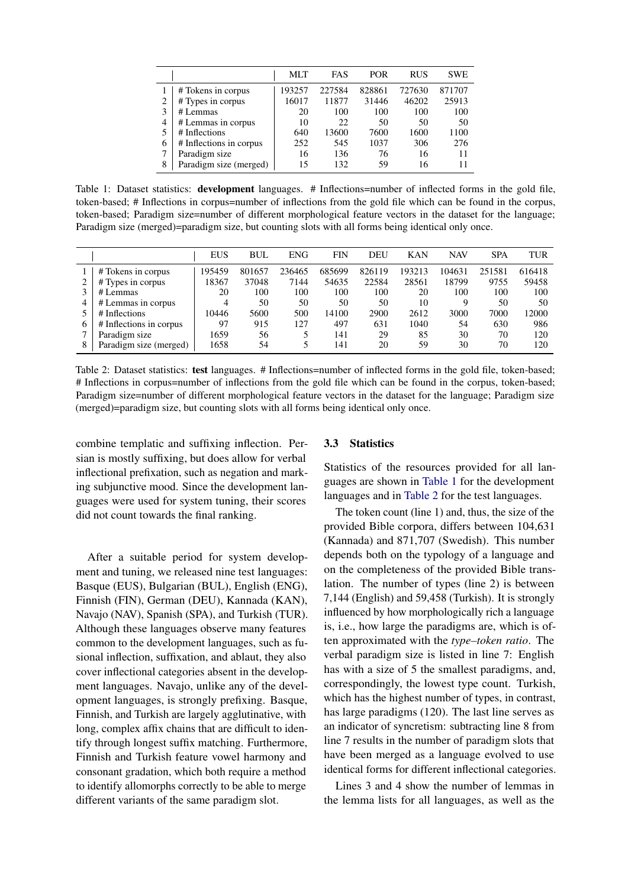|   |   | MLT | FAS | POR | RUS | SWE |
|---|---|---|---|---|---|---|
| 1 | # Tokens in corpus | 193257 | 227584 | 828861 | 727630 | 871707 |
| 2 | # Types in corpus | 16017 | 11877 | 31446 | 46202 | 25913 |
| 3 | # Lemmas | 20 | 100 | 100 | 100 | 100 |
| 4 | # Lemmas in corpus | 10 | 22 | 50 | 50 | 50 |
| 5 | # Inflections | 640 | 13600 | 7600 | 1600 | 1100 |
| 6 | # Inflections in corpus | 252 | 545 | 1037 | 306 | 276 |
| 7 | Paradigm size | 16 | 136 | 76 | 16 | 11 |
| 8 | Paradigm size (merged) | 15 | 132 | 59 | 16 | 11 |

Table 1: Dataset statistics: **development** languages. # Inflections=number of inflected forms in the gold file, token-based; # Inflections in corpus=number of inflections from the gold file which can be found in the corpus, token-based; Paradigm size=number of different morphological feature vectors in the dataset for the language; Paradigm size (merged)=paradigm size, but counting slots with all forms being identical only once.

|   |   | EUS | BUL | ENG | FIN | DEU | KAN | NAV | SPA | TUR |
|---|---|---|---|---|---|---|---|---|---|---|
| 1 | # Tokens in corpus | 195459 | 801657 | 236465 | 685699 | 826119 | 193213 | 104631 | 251581 | 616418 |
| 2 | # Types in corpus | 18367 | 37048 | 7144 | 54635 | 22584 | 28561 | 18799 | 9755 | 59458 |
| 3 | # Lemmas | 20 | 100 | 100 | 100 | 100 | 20 | 100 | 100 | 100 |
| 4 | # Lemmas in corpus | 4 | 50 | 50 | 50 | 50 | 10 | 9 | 50 | 50 |
| 5 | # Inflections | 10446 | 5600 | 500 | 14100 | 2900 | 2612 | 3000 | 7000 | 12000 |
| 6 | # Inflections in corpus | 97 | 915 | 127 | 497 | 631 | 1040 | 54 | 630 | 986 |
| 7 | Paradigm size | 1659 | 56 | 5 | 141 | 29 | 85 | 30 | 70 | 120 |
| 8 | Paradigm size (merged) | 1658 | 54 | 5 | 141 | 20 | 59 | 30 | 70 | 120 |

Table 2: Dataset statistics: **test** languages. # Inflections=number of inflected forms in the gold file, token-based; # Inflections in corpus=number of inflections from the gold file which can be found in the corpus, token-based; Paradigm size=number of different morphological feature vectors in the dataset for the language; Paradigm size (merged)=paradigm size, but counting slots with all forms being identical only once.

combine templatic and suffixing inflection. Persian is mostly suffixing, but does allow for verbal inflectional prefixation, such as negation and marking subjunctive mood. Since the development languages were used for system tuning, their scores did not count towards the final ranking.

After a suitable period for system development and tuning, we released nine test languages: Basque (EUS), Bulgarian (BUL), English (ENG), Finnish (FIN), German (DEU), Kannada (KAN), Navajo (NAV), Spanish (SPA), and Turkish (TUR). Although these languages observe many features common to the development languages, such as fusional inflection, suffixation, and ablaut, they also cover inflectional categories absent in the development languages. Navajo, unlike any of the development languages, is strongly prefixing. Basque, Finnish, and Turkish are largely agglutinative, with long, complex affix chains that are difficult to identify through longest suffix matching. Furthermore, Finnish and Turkish feature vowel harmony and consonant gradation, which both require a method to identify allomorphs correctly to be able to merge different variants of the same paradigm slot.

### 3.3 Statistics

Statistics of the resources provided for all languages are shown in Table 1 for the development languages and in Table 2 for the test languages.

The token count (line 1) and, thus, the size of the provided Bible corpora, differs between 104,631 (Kannada) and 871,707 (Swedish). This number depends both on the typology of a language and on the completeness of the provided Bible translation. The number of types (line 2) is between 7,144 (English) and 59,458 (Turkish). It is strongly influenced by how morphologically rich a language is, i.e., how large the paradigms are, which is often approximated with the *type–token ratio*. The verbal paradigm size is listed in line 7: English has with a size of 5 the smallest paradigms, and, correspondingly, the lowest type count. Turkish, which has the highest number of types, in contrast, has large paradigms (120). The last line serves as an indicator of syncretism: subtracting line 8 from line 7 results in the number of paradigm slots that have been merged as a language evolved to use identical forms for different inflectional categories.

Lines 3 and 4 show the number of lemmas in the lemma lists for all languages, as well as the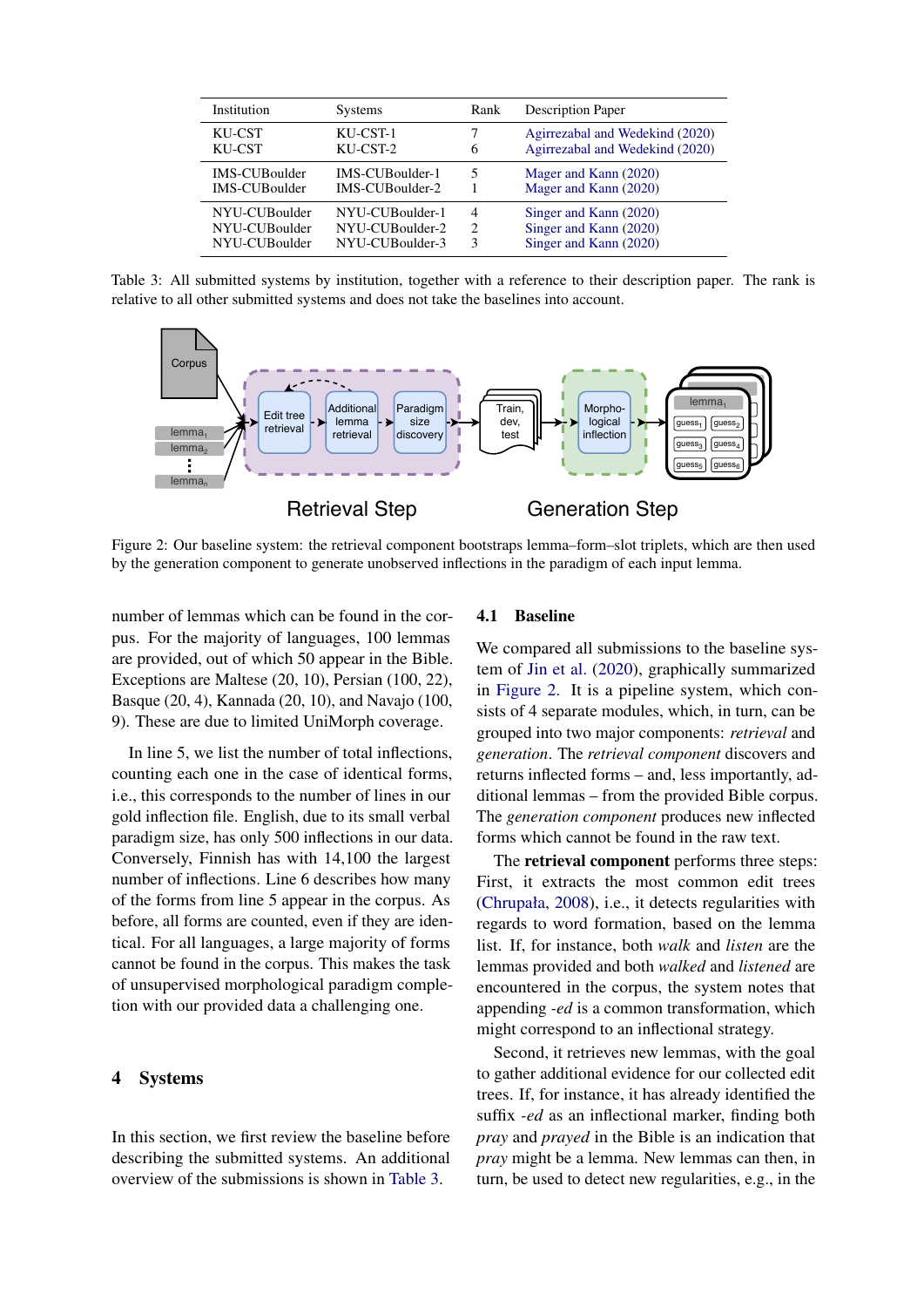| Institution | Systems | Rank | Description Paper |
|---|---|---|---|
| KU-CST | KU-CST-1 | 7 | Agirrezabal and Wedekind (2020) |
| KU-CST | KU-CST-2 | 6 | Agirrezabal and Wedekind (2020) |
| IMS-CUBoulder | IMS-CUBoulder-1 | 5 | Mager and Kann (2020) |
| IMS-CUBoulder | IMS-CUBoulder-2 | 1 | Mager and Kann (2020) |
| NYU-CUBoulder | NYU-CUBoulder-1 | 4 | Singer and Kann (2020) |
| NYU-CUBoulder | NYU-CUBoulder-2 | 2 | Singer and Kann (2020) |
| NYU-CUBoulder | NYU-CUBoulder-3 | 3 | Singer and Kann (2020) |

Table 3: All submitted systems by institution, together with a reference to their description paper. The rank is relative to all other submitted systems and does not take the baselines into account.

Figure 2: Our baseline system: the retrieval component bootstraps lemma–form–slot triplets, which are then used by the generation component to generate unobserved inflections in the paradigm of each input lemma.

number of lemmas which can be found in the corpus. For the majority of languages, 100 lemmas are provided, out of which 50 appear in the Bible. Exceptions are Maltese (20, 10), Persian (100, 22), Basque (20, 4), Kannada (20, 10), and Navajo (100, 9). These are due to limited UniMorph coverage.

In line 5, we list the number of total inflections, counting each one in the case of identical forms, i.e., this corresponds to the number of lines in our gold inflection file. English, due to its small verbal paradigm size, has only 500 inflections in our data. Conversely, Finnish has with 14,100 the largest number of inflections. Line 6 describes how many of the forms from line 5 appear in the corpus. As before, all forms are counted, even if they are identical. For all languages, a large majority of forms cannot be found in the corpus. This makes the task of unsupervised morphological paradigm completion with our provided data a challenging one.

# 4 Systems

In this section, we first review the baseline before describing the submitted systems. An additional overview of the submissions is shown in Table 3.

## 4.1 Baseline

We compared all submissions to the baseline system of Jin et al. (2020), graphically summarized in Figure 2. It is a pipeline system, which consists of 4 separate modules, which, in turn, can be grouped into two major components: *retrieval* and *generation*. The *retrieval component* discovers and returns inflected forms – and, less importantly, additional lemmas – from the provided Bible corpus. The *generation component* produces new inflected forms which cannot be found in the raw text.

The **retrieval component** performs three steps: First, it extracts the most common edit trees (Chrupała, 2008), i.e., it detects regularities with regards to word formation, based on the lemma list. If, for instance, both *walk* and *listen* are the lemmas provided and both *walked* and *listened* are encountered in the corpus, the system notes that appending *-ed* is a common transformation, which might correspond to an inflectional strategy.

Second, it retrieves new lemmas, with the goal to gather additional evidence for our collected edit trees. If, for instance, it has already identified the suffix *-ed* as an inflectional marker, finding both *pray* and *prayed* in the Bible is an indication that *pray* might be a lemma. New lemmas can then, in turn, be used to detect new regularities, e.g., in the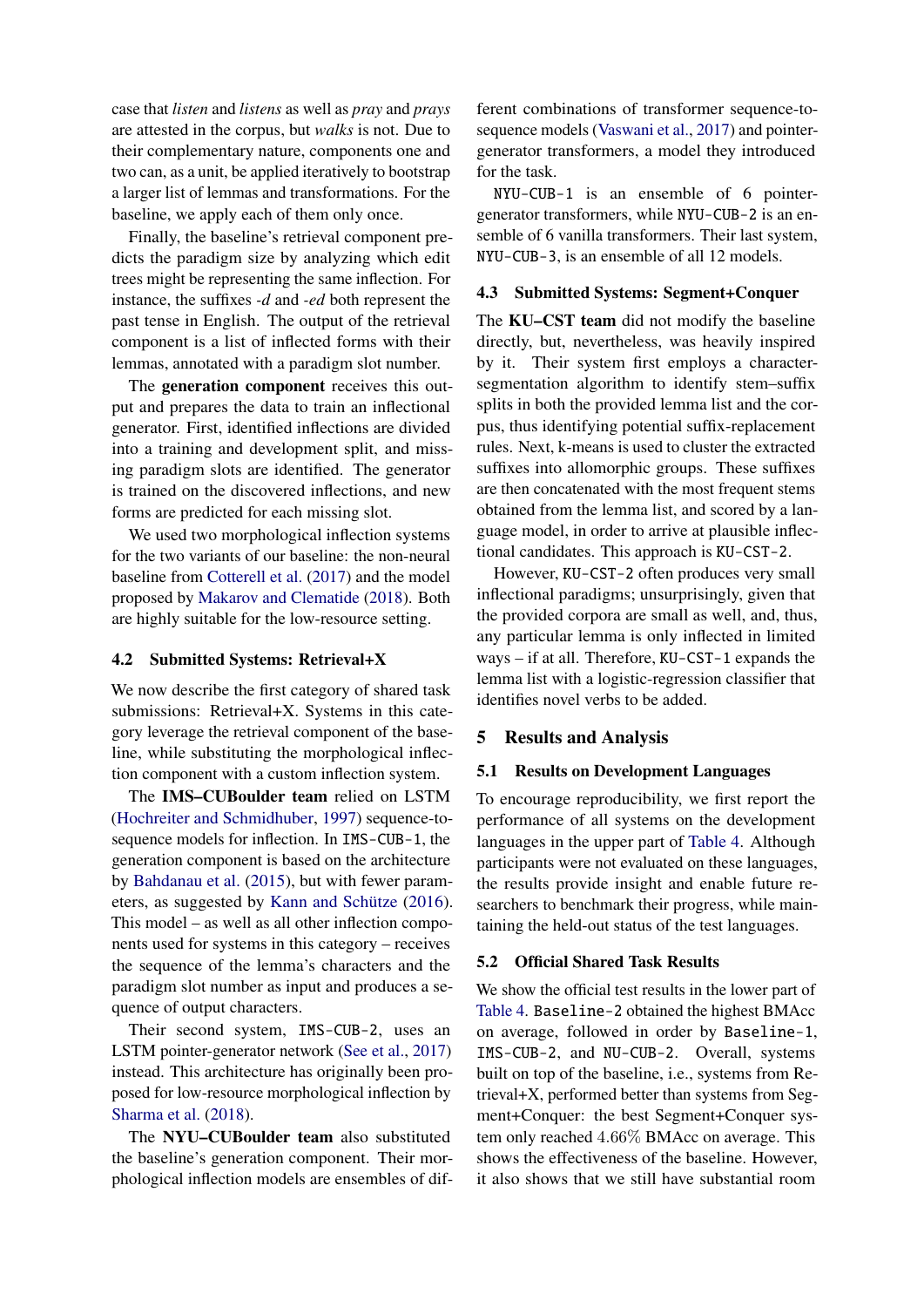case that *listen* and *listens* as well as *pray* and *prays* are attested in the corpus, but *walks* is not. Due to their complementary nature, components one and two can, as a unit, be applied iteratively to bootstrap a larger list of lemmas and transformations. For the baseline, we apply each of them only once.

Finally, the baseline's retrieval component predicts the paradigm size by analyzing which edit trees might be representing the same inflection. For instance, the suffixes *-d* and *-ed* both represent the past tense in English. The output of the retrieval component is a list of inflected forms with their lemmas, annotated with a paradigm slot number.

The **generation component** receives this output and prepares the data to train an inflectional generator. First, identified inflections are divided into a training and development split, and missing paradigm slots are identified. The generator is trained on the discovered inflections, and new forms are predicted for each missing slot.

We used two morphological inflection systems for the two variants of our baseline: the non-neural baseline from Cotterell et al. (2017) and the model proposed by Makarov and Clematide (2018). Both are highly suitable for the low-resource setting.

### 4.2 Submitted Systems: Retrieval+X

We now describe the first category of shared task submissions: Retrieval+X. Systems in this category leverage the retrieval component of the baseline, while substituting the morphological inflection component with a custom inflection system.

The **IMS–CUBoulder team** relied on LSTM (Hochreiter and Schmidhuber, 1997) sequence-to-sequence models for inflection. In `IMS-CUB-1`, the generation component is based on the architecture by Bahdanau et al. (2015), but with fewer parameters, as suggested by Kann and Schütze (2016). This model – as well as all other inflection components used for systems in this category – receives the sequence of the lemma's characters and the paradigm slot number as input and produces a sequence of output characters.

Their second system, `IMS-CUB-2`, uses an LSTM pointer-generator network (See et al., 2017) instead. This architecture has originally been proposed for low-resource morphological inflection by Sharma et al. (2018).

The **NYU–CUBoulder team** also substituted the baseline's generation component. Their morphological inflection models are ensembles of different combinations of transformer sequence-to-sequence models (Vaswani et al., 2017) and pointer-generator transformers, a model they introduced for the task.

`NYU-CUB-1` is an ensemble of 6 pointer-generator transformers, while `NYU-CUB-2` is an ensemble of 6 vanilla transformers. Their last system, `NYU-CUB-3`, is an ensemble of all 12 models.

### 4.3 Submitted Systems: Segment+Conquer

The **KU–CST team** did not modify the baseline directly, but, nevertheless, was heavily inspired by it. Their system first employs a character-segmentation algorithm to identify stem–suffix splits in both the provided lemma list and the corpus, thus identifying potential suffix-replacement rules. Next, k-means is used to cluster the extracted suffixes into allomorphic groups. These suffixes are then concatenated with the most frequent stems obtained from the lemma list, and scored by a language model, in order to arrive at plausible inflectional candidates. This approach is `KU-CST-2`.

However, `KU-CST-2` often produces very small inflectional paradigms; unsurprisingly, given that the provided corpora are small as well, and, thus, any particular lemma is only inflected in limited ways – if at all. Therefore, `KU-CST-1` expands the lemma list with a logistic-regression classifier that identifies novel verbs to be added.

## 5 Results and Analysis

### 5.1 Results on Development Languages

To encourage reproducibility, we first report the performance of all systems on the development languages in the upper part of Table 4. Although participants were not evaluated on these languages, the results provide insight and enable future researchers to benchmark their progress, while maintaining the held-out status of the test languages.

### 5.2 Official Shared Task Results

We show the official test results in the lower part of Table 4. `Baseline-2` obtained the highest BMAcc on average, followed in order by `Baseline-1`, `IMS-CUB-2`, and `NU-CUB-2`. Overall, systems built on top of the baseline, i.e., systems from Retrieval+X, performed better than systems from Segment+Conquer: the best Segment+Conquer system only reached $4.66\%$ BMAcc on average. This shows the effectiveness of the baseline. However, it also shows that we still have substantial room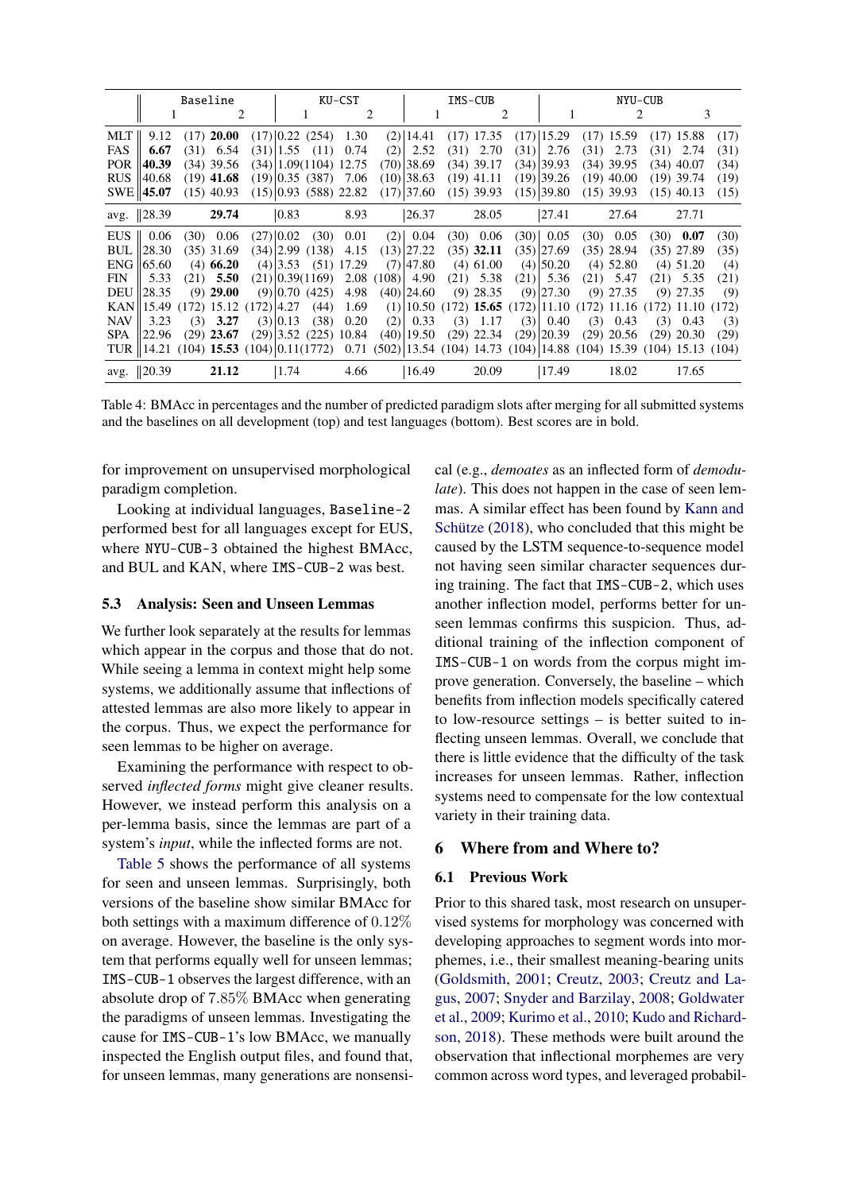| | Baseline | | KU-CST | | IMS-CUB | | NYU-CUB | | |
|---|---|---|---|---|---|---|---|---|---|
| | 1 | 2 | 1 | 2 | 1 | 2 | 1 | 2 | 3 |
| MLT | 9.12 (17) | **20.00** (17) | 0.22 (254) | 1.30 (2) | 14.41 (17) | 17.35 (17) | 15.29 (17) | 15.59 (17) | 15.88 (17) |
| FAS | **6.67** (31) | 6.54 (31) | 1.55 (11) | 0.74 (2) | 2.52 (31) | 2.70 (31) | 2.76 (31) | 2.73 (31) | 2.74 (31) |
| POR | **40.39** (34) | 39.56 (34) | 1.09(1104) | 12.75 (70) | 38.69 (34) | 39.17 (34) | 39.93 (34) | 39.95 (34) | 40.07 (34) |
| RUS | 40.68 (19) | **41.68** (19) | 0.35 (387) | 7.06 (10) | 38.63 (19) | 41.11 (19) | 39.26 (19) | 40.00 (19) | 39.74 (19) |
| SWE | **45.07** (15) | 40.93 (15) | 0.93 (588) | 22.82 (17) | 37.60 (15) | 39.93 (15) | 39.80 (15) | 39.93 (15) | 40.13 (15) |
| avg. | 28.39 | **29.74** | 0.83 | 8.93 | 26.37 | 28.05 | 27.41 | 27.64 | 27.71 |
| EUS | 0.06 (30) | 0.06 (27) | 0.02 (30) | 0.01 (2) | 0.04 (30) | 0.06 (30) | 0.05 (30) | 0.05 (30) | **0.07** (30) |
| BUL | 28.30 (35) | 31.69 (34) | 2.99 (138) | 4.15 (13) | 27.22 (35) | **32.11** (35) | 27.69 (35) | 28.94 (35) | 27.89 (35) |
| ENG | 65.60 (4) | **66.20** (4) | 3.53 (51) | 17.29 (7) | 47.80 (4) | 61.00 (4) | 50.20 (4) | 52.80 (4) | 51.20 (4) |
| FIN | 5.33 (21) | **5.50** (21) | 0.39(1169) | 2.08 (108) | 4.90 (21) | 5.38 (21) | 5.36 (21) | 5.47 (21) | 5.35 (21) |
| DEU | 28.35 (9) | **29.00** (9) | 0.70 (425) | 4.98 (40) | 24.60 (9) | 28.35 (9) | 27.30 (9) | 27.35 (9) | 27.35 (9) |
| KAN | 15.49 (172) | 15.12 (172) | 4.27 (44) | 1.69 (1) | 10.50 (172) | **15.65** (172) | 11.10 (172) | 11.16 (172) | 11.10 (172) |
| NAV | 3.23 (3) | **3.27** (3) | 0.13 (138) | 0.20 (2) | 0.33 (3) | 1.17 (3) | 0.40 (3) | 0.43 (3) | 0.43 (3) |
| SPA | 22.96 (29) | **23.67** (29) | 3.52 (225) | 10.84 (40) | 19.50 (29) | 22.34 (29) | 20.39 (29) | 20.56 (29) | 20.30 (29) |
| TUR | 14.21 (104) | **15.53** (104) | 0.11(1772) | 0.71 (502) | 13.54 (104) | 14.73 (104) | 14.88 (104) | 15.39 (104) | 15.13 (104) |
| avg. | 20.39 | **21.12** | 1.74 | 4.66 | 16.49 | 20.09 | 17.49 | 18.02 | 17.65 |

Table 4: BMAcc in percentages and the number of predicted paradigm slots after merging for all submitted systems and the baselines on all development (top) and test languages (bottom). Best scores are in bold.

for improvement on unsupervised morphological paradigm completion.

Looking at individual languages, Baseline-2 performed best for all languages except for EUS, where NYU-CUB-3 obtained the highest BMAcc, and BUL and KAN, where IMS-CUB-2 was best.

### 5.3 Analysis: Seen and Unseen Lemmas

We further look separately at the results for lemmas which appear in the corpus and those that do not. While seeing a lemma in context might help some systems, we additionally assume that inflections of attested lemmas are also more likely to appear in the corpus. Thus, we expect the performance for seen lemmas to be higher on average.

Examining the performance with respect to observed *inflected forms* might give cleaner results. However, we instead perform this analysis on a per-lemma basis, since the lemmas are part of a system's *input*, while the inflected forms are not.

Table 5 shows the performance of all systems for seen and unseen lemmas. Surprisingly, both versions of the baseline show similar BMAcc for both settings with a maximum difference of $0.12\%$ on average. However, the baseline is the only system that performs equally well for unseen lemmas; IMS-CUB-1 observes the largest difference, with an absolute drop of $7.85\%$ BMAcc when generating the paradigms of unseen lemmas. Investigating the cause for IMS-CUB-1's low BMAcc, we manually inspected the English output files, and found that, for unseen lemmas, many generations are nonsensical (e.g., *demoates* as an inflected form of *demodulate*). This does not happen in the case of seen lemmas. A similar effect has been found by Kann and Schütze (2018), who concluded that this might be caused by the LSTM sequence-to-sequence model not having seen similar character sequences during training. The fact that IMS-CUB-2, which uses another inflection model, performs better for unseen lemmas confirms this suspicion. Thus, additional training of the inflection component of IMS-CUB-1 on words from the corpus might improve generation. Conversely, the baseline – which benefits from inflection models specifically catered to low-resource settings – is better suited to inflecting unseen lemmas. Overall, we conclude that there is little evidence that the difficulty of the task increases for unseen lemmas. Rather, inflection systems need to compensate for the low contextual variety in their training data.

## 6 Where from and Where to?

### 6.1 Previous Work

Prior to this shared task, most research on unsupervised systems for morphology was concerned with developing approaches to segment words into morphemes, i.e., their smallest meaning-bearing units (Goldsmith, 2001; Creutz, 2003; Creutz and Lagus, 2007; Snyder and Barzilay, 2008; Goldwater et al., 2009; Kurimo et al., 2010; Kudo and Richardson, 2018). These methods were built around the observation that inflectional morphemes are very common across word types, and leveraged probabil-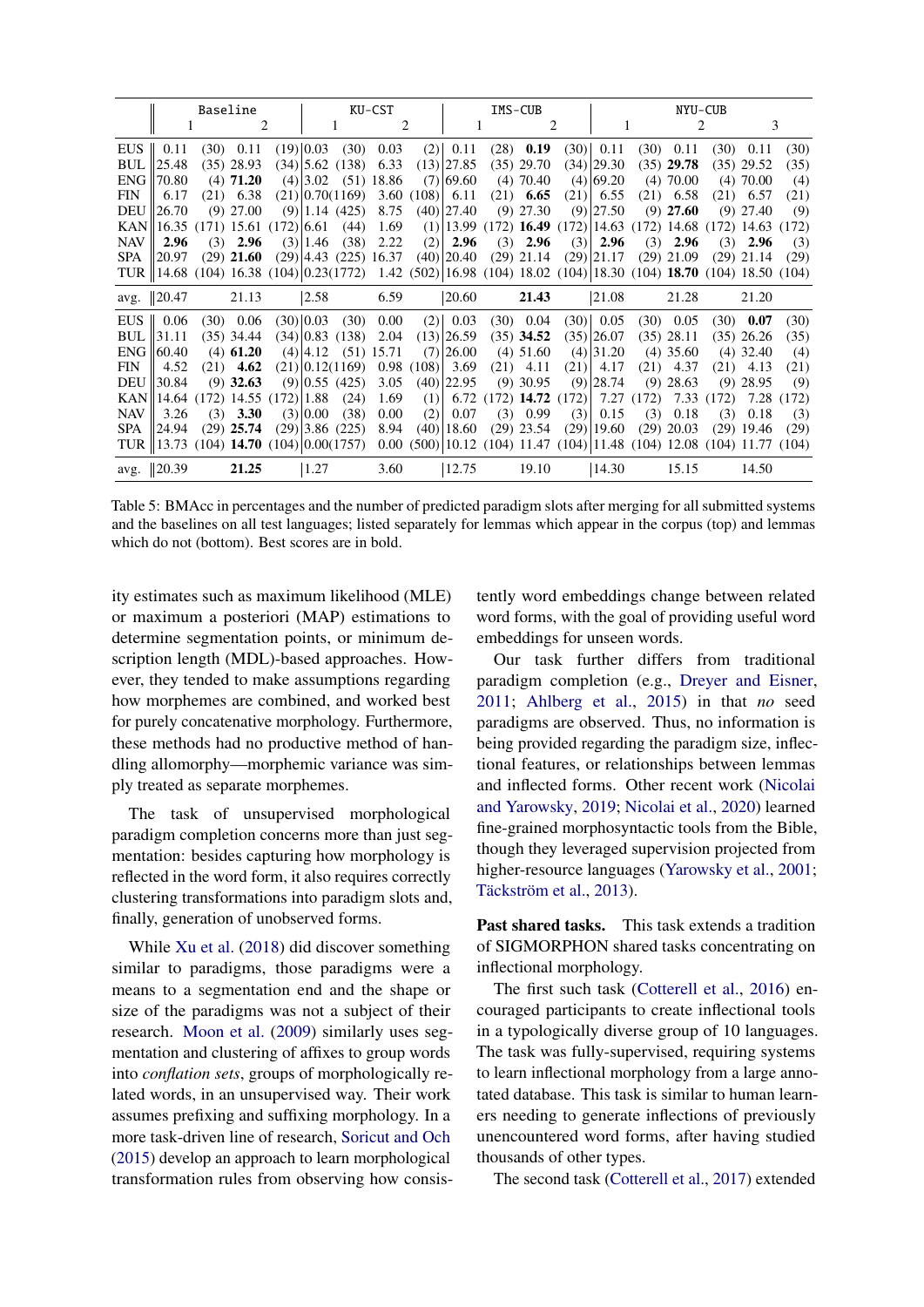|  | Baseline |  |  |  | KU-CST |  |  |  | IMS-CUB |  |  |  | NYU-CUB |  |  |  |  |  |
|---|---|---|---|---|---|---|---|---|---|---|---|---|---|---|---|---|---|---|
|  | 1 |  | 2 |  | 1 |  | 2 |  | 1 |  | 2 |  | 1 |  | 2 |  | 3 |  |
| EUS | 0.11 | (30) | 0.11 | (19) | 0.03 | (30) | 0.03 | (2) | 0.11 | (28) | **0.19** | (30) | 0.11 | (30) | 0.11 | (30) | 0.11 | (30) |
| BUL | 25.48 | (35) | 28.93 | (34) | 5.62 | (138) | 6.33 | (13) | 27.85 | (35) | 29.70 | (34) | 29.30 | (35) | **29.78** | (35) | 29.52 | (35) |
| ENG | 70.80 | (4) | **71.20** | (4) | 3.02 | (51) | 18.86 | (7) | 69.60 | (4) | 70.40 | (4) | 69.20 | (4) | 70.00 | (4) | 70.00 | (4) |
| FIN | 6.17 | (21) | 6.38 | (21) | 0.70 | (1169) | 3.60 | (108) | 6.11 | (21) | **6.65** | (21) | 6.55 | (21) | 6.58 | (21) | 6.57 | (21) |
| DEU | 26.70 | (9) | 27.00 | (9) | 1.14 | (425) | 8.75 | (40) | 27.40 | (9) | 27.30 | (9) | 27.50 | (9) | **27.60** | (9) | 27.40 | (9) |
| KAN | 16.35 | (171) | 15.61 | (172) | 6.61 | (44) | 1.69 | (1) | 13.99 | (172) | **16.49** | (172) | 14.63 | (172) | 14.68 | (172) | 14.63 | (172) |
| NAV | **2.96** | (3) | **2.96** | (3) | 1.46 | (38) | 2.22 | (2) | **2.96** | (3) | **2.96** | (3) | **2.96** | (3) | **2.96** | (3) | **2.96** | (3) |
| SPA | 20.97 | (29) | **21.60** | (29) | 4.43 | (225) | 16.37 | (40) | 20.40 | (29) | 21.14 | (29) | 21.17 | (29) | 21.09 | (29) | 21.14 | (29) |
| TUR | 14.68 | (104) | 16.38 | (104) | 0.23 | (1772) | 1.42 | (502) | 16.98 | (104) | 18.02 | (104) | 18.30 | (104) | **18.70** | (104) | 18.50 | (104) |
| avg. | 20.47 |  | 21.13 |  | 2.58 |  | 6.59 |  | 20.60 |  | **21.43** |  | 21.08 |  | 21.28 |  | 21.20 |  |
| EUS | 0.06 | (30) | 0.06 | (30) | 0.03 | (30) | 0.00 | (2) | 0.03 | (30) | 0.04 | (30) | 0.05 | (30) | 0.05 | (30) | **0.07** | (30) |
| BUL | 31.11 | (35) | 34.44 | (34) | 0.83 | (138) | 2.04 | (13) | 26.59 | (35) | **34.52** | (35) | 26.07 | (35) | 28.11 | (35) | 26.26 | (35) |
| ENG | 60.40 | (4) | **61.20** | (4) | 4.12 | (51) | 15.71 | (7) | 26.00 | (4) | 51.60 | (4) | 31.20 | (4) | 35.60 | (4) | 32.40 | (4) |
| FIN | 4.52 | (21) | **4.62** | (21) | 0.12 | (1169) | 0.98 | (108) | 3.69 | (21) | 4.11 | (21) | 4.17 | (21) | 4.37 | (21) | 4.13 | (21) |
| DEU | 30.84 | (9) | **32.63** | (9) | 0.55 | (425) | 3.05 | (40) | 22.95 | (9) | 30.95 | (9) | 28.74 | (9) | 28.63 | (9) | 28.95 | (9) |
| KAN | 14.64 | (172) | 14.55 | (172) | 1.88 | (24) | 1.69 | (1) | 6.72 | (172) | **14.72** | (172) | 7.27 | (172) | 7.33 | (172) | 7.28 | (172) |
| NAV | 3.26 | (3) | **3.30** | (3) | 0.00 | (38) | 0.00 | (2) | 0.07 | (3) | 0.99 | (3) | 0.15 | (3) | 0.18 | (3) | 0.18 | (3) |
| SPA | 24.94 | (29) | **25.74** | (29) | 3.86 | (225) | 8.94 | (40) | 18.60 | (29) | 23.54 | (29) | 19.60 | (29) | 20.03 | (29) | 19.46 | (29) |
| TUR | 13.73 | (104) | **14.70** | (104) | 0.00 | (1757) | 0.00 | (500) | 10.12 | (104) | 11.47 | (104) | 11.48 | (104) | 12.08 | (104) | 11.77 | (104) |
| avg. | 20.39 |  | **21.25** |  | 1.27 |  | 3.60 |  | 12.75 |  | 19.10 |  | 14.30 |  | 15.15 |  | 14.50 |  |

Table 5: BMAcc in percentages and the number of predicted paradigm slots after merging for all submitted systems and the baselines on all test languages; listed separately for lemmas which appear in the corpus (top) and lemmas which do not (bottom). Best scores are in bold.

ity estimates such as maximum likelihood (MLE) or maximum a posteriori (MAP) estimations to determine segmentation points, or minimum description length (MDL)-based approaches. However, they tended to make assumptions regarding how morphemes are combined, and worked best for purely concatenative morphology. Furthermore, these methods had no productive method of handling allomorphy—morphemic variance was simply treated as separate morphemes.

The task of unsupervised morphological paradigm completion concerns more than just segmentation: besides capturing how morphology is reflected in the word form, it also requires correctly clustering transformations into paradigm slots and, finally, generation of unobserved forms.

While Xu et al. (2018) did discover something similar to paradigms, those paradigms were a means to a segmentation end and the shape or size of the paradigms was not a subject of their research. Moon et al. (2009) similarly uses segmentation and clustering of affixes to group words into *conflation sets*, groups of morphologically related words, in an unsupervised way. Their work assumes prefixing and suffixing morphology. In a more task-driven line of research, Soricut and Och (2015) develop an approach to learn morphological transformation rules from observing how consistently word embeddings change between related word forms, with the goal of providing useful word embeddings for unseen words.

Our task further differs from traditional paradigm completion (e.g., Dreyer and Eisner, 2011; Ahlberg et al., 2015) in that *no* seed paradigms are observed. Thus, no information is being provided regarding the paradigm size, inflectional features, or relationships between lemmas and inflected forms. Other recent work (Nicolai and Yarowsky, 2019; Nicolai et al., 2020) learned fine-grained morphosyntactic tools from the Bible, though they leveraged supervision projected from higher-resource languages (Yarowsky et al., 2001; Täckström et al., 2013).

**Past shared tasks.** This task extends a tradition of SIGMORPHON shared tasks concentrating on inflectional morphology.

The first such task (Cotterell et al., 2016) encouraged participants to create inflectional tools in a typologically diverse group of 10 languages. The task was fully-supervised, requiring systems to learn inflectional morphology from a large annotated database. This task is similar to human learners needing to generate inflections of previously unencountered word forms, after having studied thousands of other types.

The second task (Cotterell et al., 2017) extended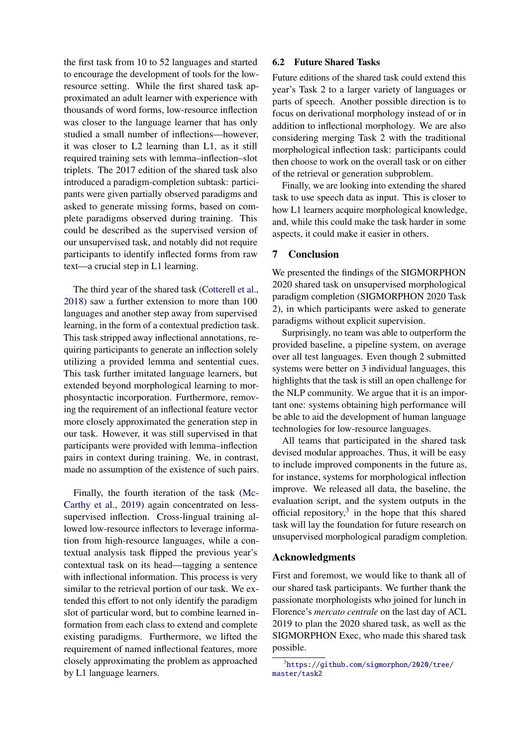the first task from 10 to 52 languages and started to encourage the development of tools for the low-resource setting. While the first shared task approximated an adult learner with experience with thousands of word forms, low-resource inflection was closer to the language learner that has only studied a small number of inflections—however, it was closer to L2 learning than L1, as it still required training sets with lemma–inflection–slot triplets. The 2017 edition of the shared task also introduced a paradigm-completion subtask: participants were given partially observed paradigms and asked to generate missing forms, based on complete paradigms observed during training. This could be described as the supervised version of our unsupervised task, and notably did not require participants to identify inflected forms from raw text—a crucial step in L1 learning.

The third year of the shared task (Cotterell et al., 2018) saw a further extension to more than 100 languages and another step away from supervised learning, in the form of a contextual prediction task. This task stripped away inflectional annotations, requiring participants to generate an inflection solely utilizing a provided lemma and sentential cues. This task further imitated language learners, but extended beyond morphological learning to morphosyntactic incorporation. Furthermore, removing the requirement of an inflectional feature vector more closely approximated the generation step in our task. However, it was still supervised in that participants were provided with lemma–inflection pairs in context during training. We, in contrast, made no assumption of the existence of such pairs.

Finally, the fourth iteration of the task (McCarthy et al., 2019) again concentrated on less-supervised inflection. Cross-lingual training allowed low-resource inflectors to leverage information from high-resource languages, while a contextual analysis task flipped the previous year's contextual task on its head—tagging a sentence with inflectional information. This process is very similar to the retrieval portion of our task. We extended this effort to not only identify the paradigm slot of particular word, but to combine learned information from each class to extend and complete existing paradigms. Furthermore, we lifted the requirement of named inflectional features, more closely approximating the problem as approached by L1 language learners.

### 6.2 Future Shared Tasks

Future editions of the shared task could extend this year's Task 2 to a larger variety of languages or parts of speech. Another possible direction is to focus on derivational morphology instead of or in addition to inflectional morphology. We are also considering merging Task 2 with the traditional morphological inflection task: participants could then choose to work on the overall task or on either of the retrieval or generation subproblem.

Finally, we are looking into extending the shared task to use speech data as input. This is closer to how L1 learners acquire morphological knowledge, and, while this could make the task harder in some aspects, it could make it easier in others.

## 7 Conclusion

We presented the findings of the SIGMORPHON 2020 shared task on unsupervised morphological paradigm completion (SIGMORPHON 2020 Task 2), in which participants were asked to generate paradigms without explicit supervision.

Surprisingly, no team was able to outperform the provided baseline, a pipeline system, on average over all test languages. Even though 2 submitted systems were better on 3 individual languages, this highlights that the task is still an open challenge for the NLP community. We argue that it is an important one: systems obtaining high performance will be able to aid the development of human language technologies for low-resource languages.

All teams that participated in the shared task devised modular approaches. Thus, it will be easy to include improved components in the future as, for instance, systems for morphological inflection improve. We released all data, the baseline, the evaluation script, and the system outputs in the official repository,[3] in the hope that this shared task will lay the foundation for future research on unsupervised morphological paradigm completion.

## Acknowledgments

First and foremost, we would like to thank all of our shared task participants. We further thank the passionate morphologists who joined for lunch in Florence's *mercato centrale* on the last day of ACL 2019 to plan the 2020 shared task, as well as the SIGMORPHON Exec, who made this shared task possible.

[3] https://github.com/sigmorphon/2020/tree/master/task2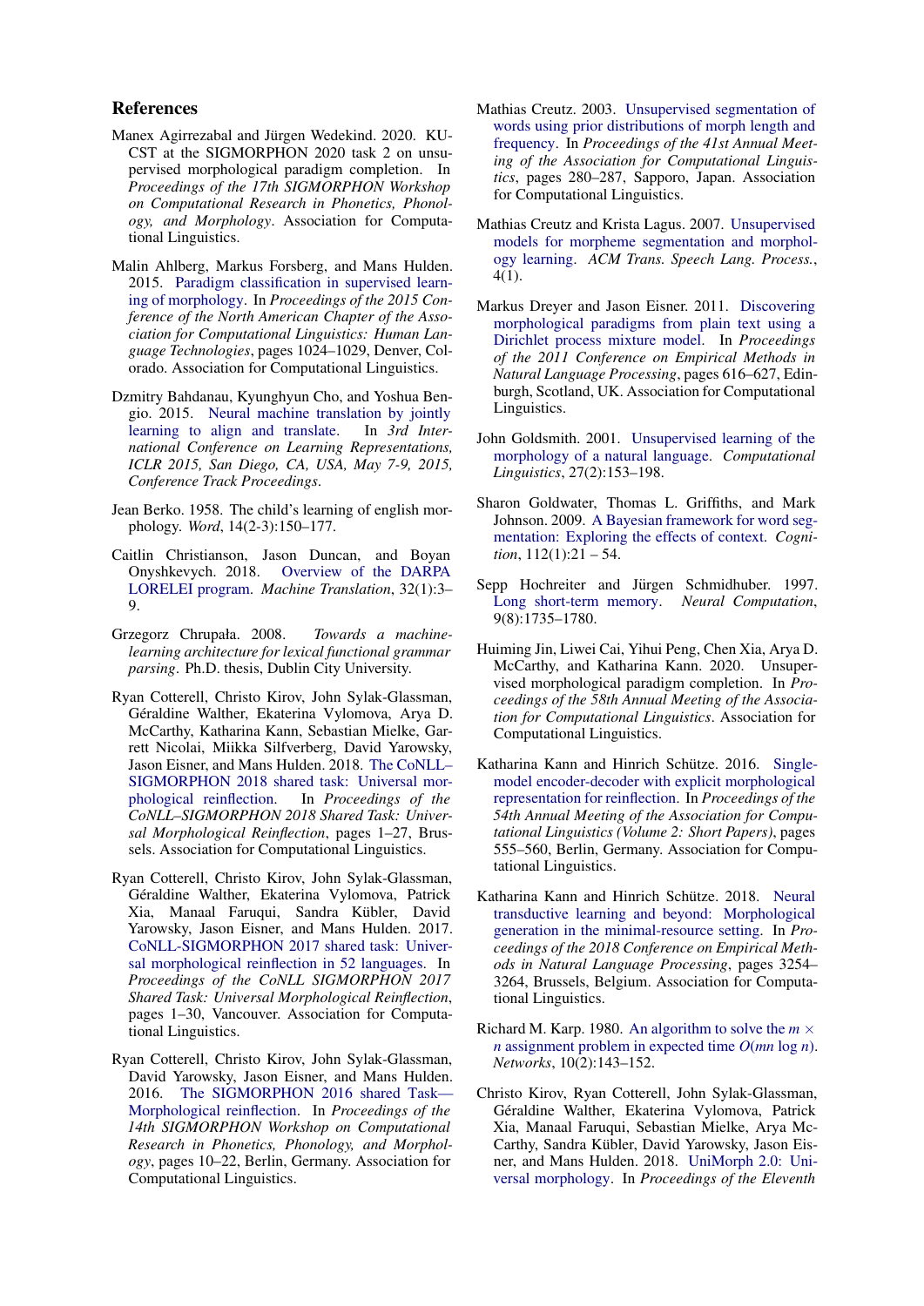## References

Manex Agirrezabal and Jürgen Wedekind. 2020. KU-CST at the SIGMORPHON 2020 task 2 on unsupervised morphological paradigm completion. In *Proceedings of the 17th SIGMORPHON Workshop on Computational Research in Phonetics, Phonology, and Morphology*. Association for Computational Linguistics.

Malin Ahlberg, Markus Forsberg, and Mans Hulden. 2015. Paradigm classification in supervised learning of morphology. In *Proceedings of the 2015 Conference of the North American Chapter of the Association for Computational Linguistics: Human Language Technologies*, pages 1024–1029, Denver, Colorado. Association for Computational Linguistics.

Dzmitry Bahdanau, Kyunghyun Cho, and Yoshua Bengio. 2015. Neural machine translation by jointly learning to align and translate. In *3rd International Conference on Learning Representations, ICLR 2015, San Diego, CA, USA, May 7-9, 2015, Conference Track Proceedings*.

Jean Berko. 1958. The child's learning of english morphology. *Word*, 14(2-3):150–177.

Caitlin Christianson, Jason Duncan, and Boyan Onyshkevych. 2018. Overview of the DARPA LORELEI program. *Machine Translation*, 32(1):3–9.

Grzegorz Chrupała. 2008. *Towards a machine-learning architecture for lexical functional grammar parsing*. Ph.D. thesis, Dublin City University.

Ryan Cotterell, Christo Kirov, John Sylak-Glassman, Géraldine Walther, Ekaterina Vylomova, Arya D. McCarthy, Katharina Kann, Sebastian Mielke, Garrett Nicolai, Miikka Silfverberg, David Yarowsky, Jason Eisner, and Mans Hulden. 2018. The CoNLL–SIGMORPHON 2018 shared task: Universal morphological reinflection. In *Proceedings of the CoNLL–SIGMORPHON 2018 Shared Task: Universal Morphological Reinflection*, pages 1–27, Brussels. Association for Computational Linguistics.

Ryan Cotterell, Christo Kirov, John Sylak-Glassman, Géraldine Walther, Ekaterina Vylomova, Patrick Xia, Manaal Faruqui, Sandra Kübler, David Yarowsky, Jason Eisner, and Mans Hulden. 2017. CoNLL-SIGMORPHON 2017 shared task: Universal morphological reinflection in 52 languages. In *Proceedings of the CoNLL SIGMORPHON 2017 Shared Task: Universal Morphological Reinflection*, pages 1–30, Vancouver. Association for Computational Linguistics.

Ryan Cotterell, Christo Kirov, John Sylak-Glassman, David Yarowsky, Jason Eisner, and Mans Hulden. 2016. The SIGMORPHON 2016 shared Task—Morphological reinflection. In *Proceedings of the 14th SIGMORPHON Workshop on Computational Research in Phonetics, Phonology, and Morphology*, pages 10–22, Berlin, Germany. Association for Computational Linguistics.

Mathias Creutz. 2003. Unsupervised segmentation of words using prior distributions of morph length and frequency. In *Proceedings of the 41st Annual Meeting of the Association for Computational Linguistics*, pages 280–287, Sapporo, Japan. Association for Computational Linguistics.

Mathias Creutz and Krista Lagus. 2007. Unsupervised models for morpheme segmentation and morphology learning. *ACM Trans. Speech Lang. Process.*, 4(1).

Markus Dreyer and Jason Eisner. 2011. Discovering morphological paradigms from plain text using a Dirichlet process mixture model. In *Proceedings of the 2011 Conference on Empirical Methods in Natural Language Processing*, pages 616–627, Edinburgh, Scotland, UK. Association for Computational Linguistics.

John Goldsmith. 2001. Unsupervised learning of the morphology of a natural language. *Computational Linguistics*, 27(2):153–198.

Sharon Goldwater, Thomas L. Griffiths, and Mark Johnson. 2009. A Bayesian framework for word segmentation: Exploring the effects of context. *Cognition*, 112(1):21 – 54.

Sepp Hochreiter and Jürgen Schmidhuber. 1997. Long short-term memory. *Neural Computation*, 9(8):1735–1780.

Huiming Jin, Liwei Cai, Yihui Peng, Chen Xia, Arya D. McCarthy, and Katharina Kann. 2020. Unsupervised morphological paradigm completion. In *Proceedings of the 58th Annual Meeting of the Association for Computational Linguistics*. Association for Computational Linguistics.

Katharina Kann and Hinrich Schütze. 2016. Single-model encoder-decoder with explicit morphological representation for reinflection. In *Proceedings of the 54th Annual Meeting of the Association for Computational Linguistics (Volume 2: Short Papers)*, pages 555–560, Berlin, Germany. Association for Computational Linguistics.

Katharina Kann and Hinrich Schütze. 2018. Neural transductive learning and beyond: Morphological generation in the minimal-resource setting. In *Proceedings of the 2018 Conference on Empirical Methods in Natural Language Processing*, pages 3254–3264, Brussels, Belgium. Association for Computational Linguistics.

Richard M. Karp. 1980. An algorithm to solve the $m \times n$ assignment problem in expected time $O(mn \log n)$. *Networks*, 10(2):143–152.

Christo Kirov, Ryan Cotterell, John Sylak-Glassman, Géraldine Walther, Ekaterina Vylomova, Patrick Xia, Manaal Faruqui, Sebastian Mielke, Arya McCarthy, Sandra Kübler, David Yarowsky, Jason Eisner, and Mans Hulden. 2018. UniMorph 2.0: Universal morphology. In *Proceedings of the Eleventh*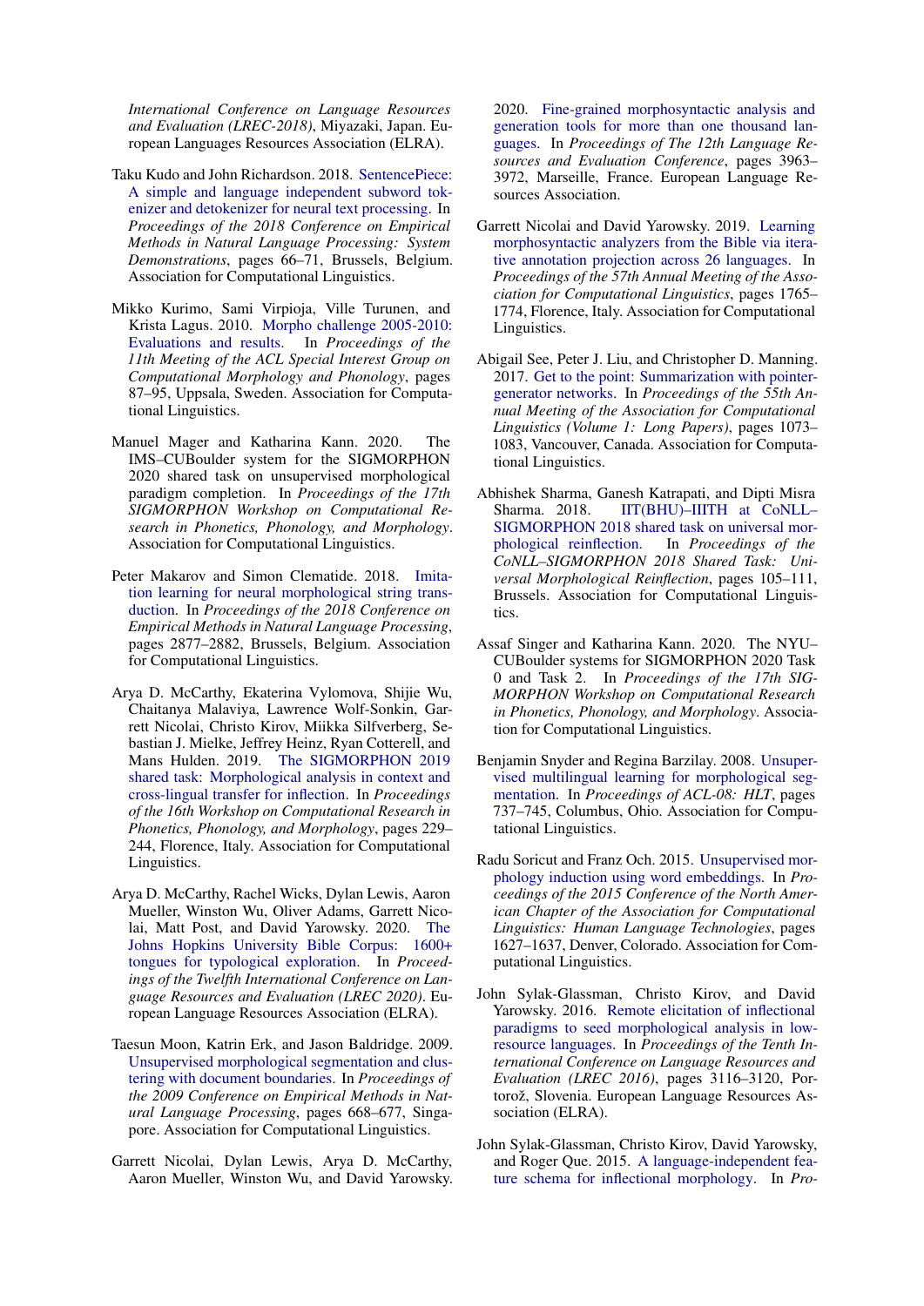International Conference on Language Resources and Evaluation (LREC-2018)*, Miyazaki, Japan. European Languages Resources Association (ELRA).

Taku Kudo and John Richardson. 2018. SentencePiece: A simple and language independent subword tokenizer and detokenizer for neural text processing. In *Proceedings of the 2018 Conference on Empirical Methods in Natural Language Processing: System Demonstrations*, pages 66–71, Brussels, Belgium. Association for Computational Linguistics.

Mikko Kurimo, Sami Virpioja, Ville Turunen, and Krista Lagus. 2010. Morpho challenge 2005-2010: Evaluations and results. In *Proceedings of the 11th Meeting of the ACL Special Interest Group on Computational Morphology and Phonology*, pages 87–95, Uppsala, Sweden. Association for Computational Linguistics.

Manuel Mager and Katharina Kann. 2020. The IMS–CUBoulder system for the SIGMORPHON 2020 shared task on unsupervised morphological paradigm completion. In *Proceedings of the 17th SIGMORPHON Workshop on Computational Research in Phonetics, Phonology, and Morphology*. Association for Computational Linguistics.

Peter Makarov and Simon Clematide. 2018. Imitation learning for neural morphological string transduction. In *Proceedings of the 2018 Conference on Empirical Methods in Natural Language Processing*, pages 2877–2882, Brussels, Belgium. Association for Computational Linguistics.

Arya D. McCarthy, Ekaterina Vylomova, Shijie Wu, Chaitanya Malaviya, Lawrence Wolf-Sonkin, Garrett Nicolai, Christo Kirov, Miikka Silfverberg, Sebastian J. Mielke, Jeffrey Heinz, Ryan Cotterell, and Mans Hulden. 2019. The SIGMORPHON 2019 shared task: Morphological analysis in context and cross-lingual transfer for inflection. In *Proceedings of the 16th Workshop on Computational Research in Phonetics, Phonology, and Morphology*, pages 229–244, Florence, Italy. Association for Computational Linguistics.

Arya D. McCarthy, Rachel Wicks, Dylan Lewis, Aaron Mueller, Winston Wu, Oliver Adams, Garrett Nicolai, Matt Post, and David Yarowsky. 2020. The Johns Hopkins University Bible Corpus: 1600+ tongues for typological exploration. In *Proceedings of the Twelfth International Conference on Language Resources and Evaluation (LREC 2020)*. European Language Resources Association (ELRA).

Taesun Moon, Katrin Erk, and Jason Baldridge. 2009. Unsupervised morphological segmentation and clustering with document boundaries. In *Proceedings of the 2009 Conference on Empirical Methods in Natural Language Processing*, pages 668–677, Singapore. Association for Computational Linguistics.

Garrett Nicolai, Dylan Lewis, Arya D. McCarthy, Aaron Mueller, Winston Wu, and David Yarowsky. 2020. Fine-grained morphosyntactic analysis and generation tools for more than one thousand languages. In *Proceedings of The 12th Language Resources and Evaluation Conference*, pages 3963–3972, Marseille, France. European Language Resources Association.

Garrett Nicolai and David Yarowsky. 2019. Learning morphosyntactic analyzers from the Bible via iterative annotation projection across 26 languages. In *Proceedings of the 57th Annual Meeting of the Association for Computational Linguistics*, pages 1765–1774, Florence, Italy. Association for Computational Linguistics.

Abigail See, Peter J. Liu, and Christopher D. Manning. 2017. Get to the point: Summarization with pointer-generator networks. In *Proceedings of the 55th Annual Meeting of the Association for Computational Linguistics (Volume 1: Long Papers)*, pages 1073–1083, Vancouver, Canada. Association for Computational Linguistics.

Abhishek Sharma, Ganesh Katrapati, and Dipti Misra Sharma. 2018. IIT(BHU)–IIITH at CoNLL–SIGMORPHON 2018 shared task on universal morphological reinflection. In *Proceedings of the CoNLL–SIGMORPHON 2018 Shared Task: Universal Morphological Reinflection*, pages 105–111, Brussels. Association for Computational Linguistics.

Assaf Singer and Katharina Kann. 2020. The NYU–CUBoulder systems for SIGMORPHON 2020 Task 0 and Task 2. In *Proceedings of the 17th SIGMORPHON Workshop on Computational Research in Phonetics, Phonology, and Morphology*. Association for Computational Linguistics.

Benjamin Snyder and Regina Barzilay. 2008. Unsupervised multilingual learning for morphological segmentation. In *Proceedings of ACL-08: HLT*, pages 737–745, Columbus, Ohio. Association for Computational Linguistics.

Radu Soricut and Franz Och. 2015. Unsupervised morphology induction using word embeddings. In *Proceedings of the 2015 Conference of the North American Chapter of the Association for Computational Linguistics: Human Language Technologies*, pages 1627–1637, Denver, Colorado. Association for Computational Linguistics.

John Sylak-Glassman, Christo Kirov, and David Yarowsky. 2016. Remote elicitation of inflectional paradigms to seed morphological analysis in low-resource languages. In *Proceedings of the Tenth International Conference on Language Resources and Evaluation (LREC 2016)*, pages 3116–3120, Portorož, Slovenia. European Language Resources Association (ELRA).

John Sylak-Glassman, Christo Kirov, David Yarowsky, and Roger Que. 2015. A language-independent feature schema for inflectional morphology. In *Pro-*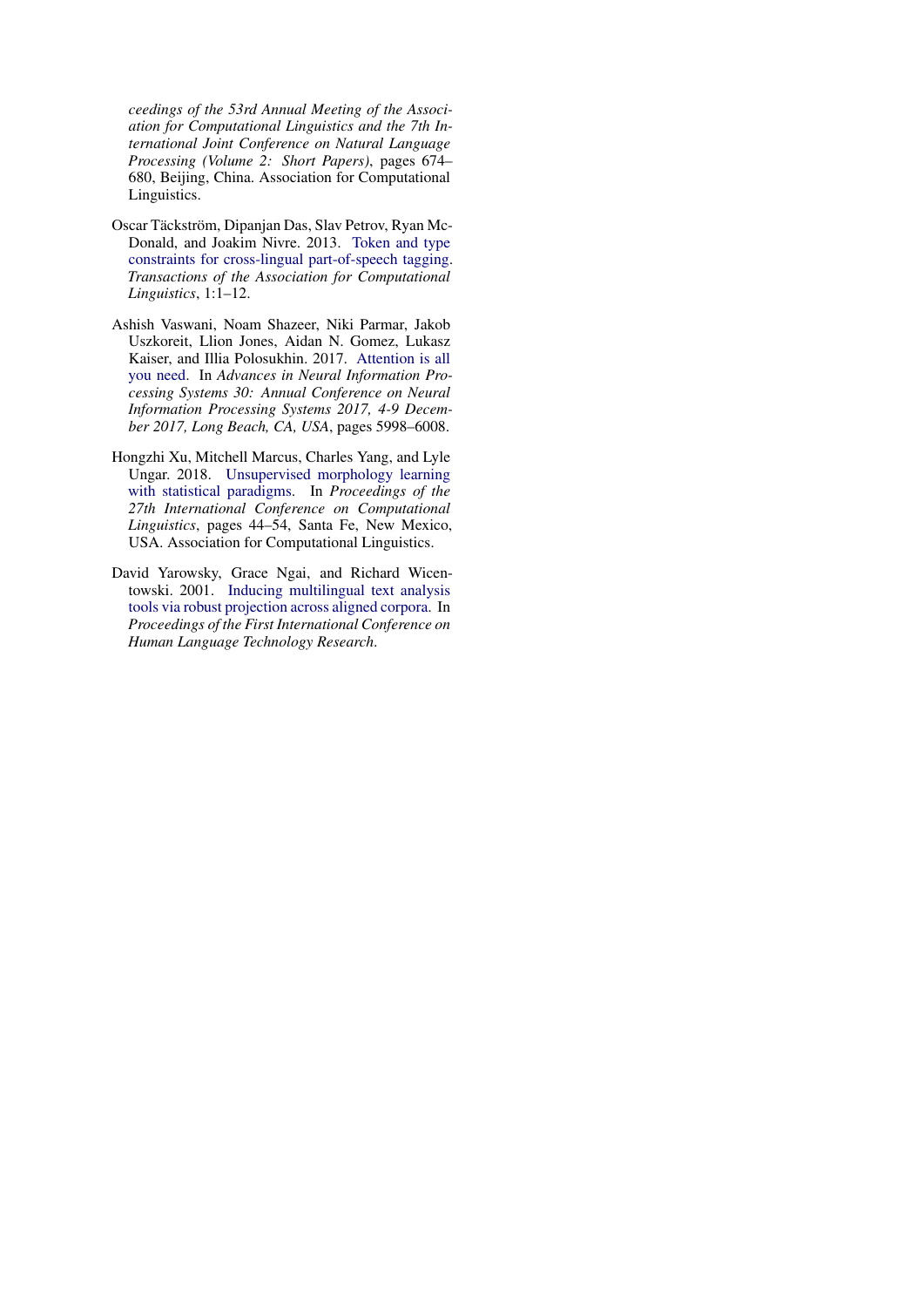*ceedings of the 53rd Annual Meeting of the Association for Computational Linguistics and the 7th International Joint Conference on Natural Language Processing (Volume 2: Short Papers)*, pages 674–680, Beijing, China. Association for Computational Linguistics.

Oscar Täckström, Dipanjan Das, Slav Petrov, Ryan McDonald, and Joakim Nivre. 2013. Token and type constraints for cross-lingual part-of-speech tagging. *Transactions of the Association for Computational Linguistics*, 1:1–12.

Ashish Vaswani, Noam Shazeer, Niki Parmar, Jakob Uszkoreit, Llion Jones, Aidan N. Gomez, Lukasz Kaiser, and Illia Polosukhin. 2017. Attention is all you need. In *Advances in Neural Information Processing Systems 30: Annual Conference on Neural Information Processing Systems 2017, 4-9 December 2017, Long Beach, CA, USA*, pages 5998–6008.

Hongzhi Xu, Mitchell Marcus, Charles Yang, and Lyle Ungar. 2018. Unsupervised morphology learning with statistical paradigms. In *Proceedings of the 27th International Conference on Computational Linguistics*, pages 44–54, Santa Fe, New Mexico, USA. Association for Computational Linguistics.

David Yarowsky, Grace Ngai, and Richard Wicentowski. 2001. Inducing multilingual text analysis tools via robust projection across aligned corpora. In *Proceedings of the First International Conference on Human Language Technology Research*.